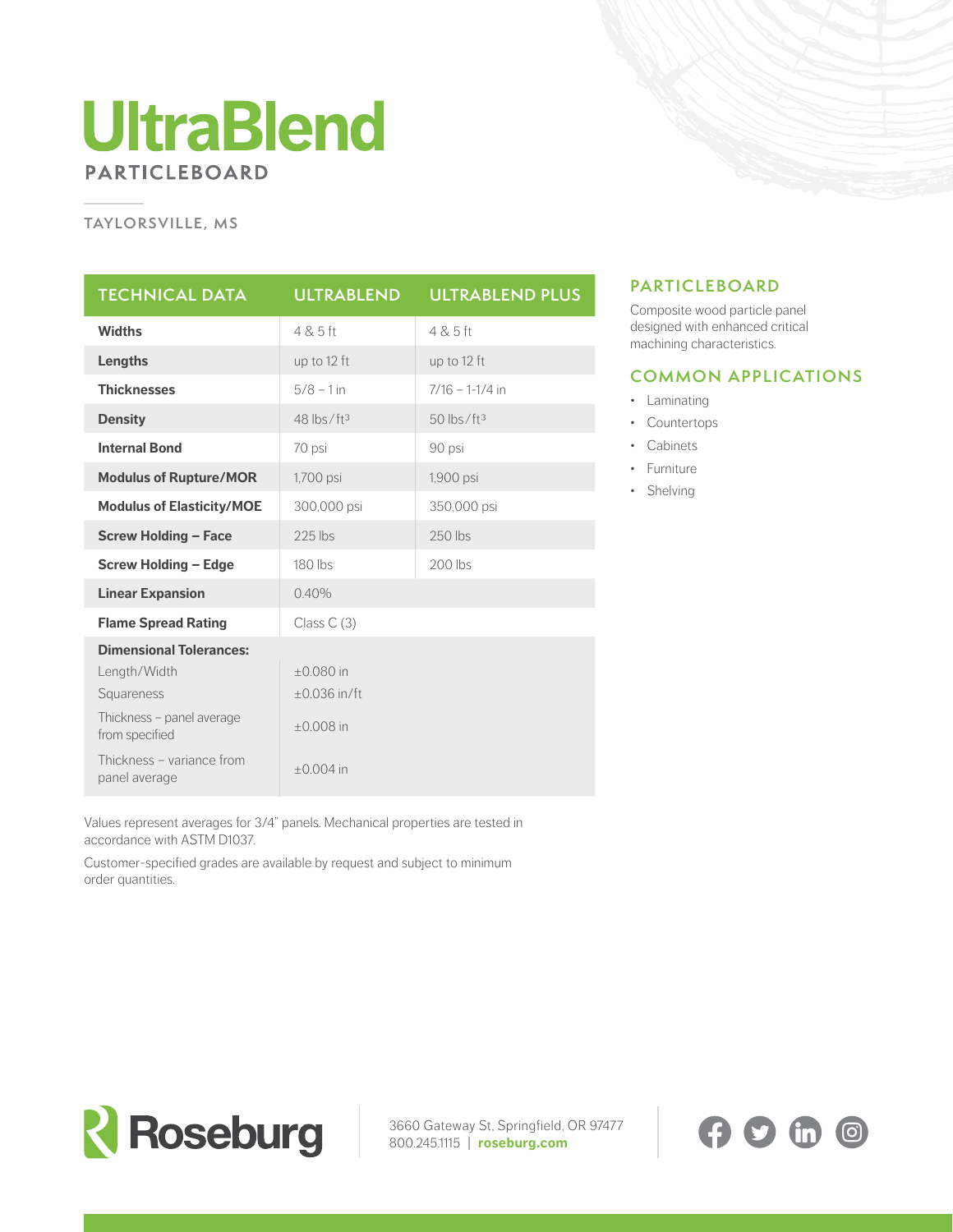# UltraBlend

## PARTICLEBOARD

TAYLORSVILLE, MS

| TECHNICAL DATA | ULTRABLEND | ULTRABLEND PLUS |
| --- | --- | --- |
| **Widths** | 4 & 5 ft | 4 & 5 ft |
| **Lengths** | up to 12 ft | up to 12 ft |
| **Thicknesses** | 5/8 – 1 in | 7/16 – 1-1/4 in |
| **Density** | 48 lbs/ft$^3$ | 50 lbs/ft$^3$ |
| **Internal Bond** | 70 psi | 90 psi |
| **Modulus of Rupture/MOR** | 1,700 psi | 1,900 psi |
| **Modulus of Elasticity/MOE** | 300,000 psi | 350,000 psi |
| **Screw Holding – Face** | 225 lbs | 250 lbs |
| **Screw Holding – Edge** | 180 lbs | 200 lbs |
| **Linear Expansion** | 0.40% | |
| **Flame Spread Rating** | Class C (3) | |
| **Dimensional Tolerances:** | | |
| Length/Width | ±0.080 in | |
| Squareness | ±0.036 in/ft | |
| Thickness – panel average from specified | ±0.008 in | |
| Thickness – variance from panel average | ±0.004 in | |

Values represent averages for 3/4" panels. Mechanical properties are tested in accordance with ASTM D1037.

Customer-specified grades are available by request and subject to minimum order quantities.

## PARTICLEBOARD

Composite wood particle panel designed with enhanced critical machining characteristics.

## COMMON APPLICATIONS

- Laminating
- Countertops
- Cabinets
- Furniture
- Shelving

Roseburg

3660 Gateway St, Springfield, OR 97477
800.245.1115 | **roseburg.com**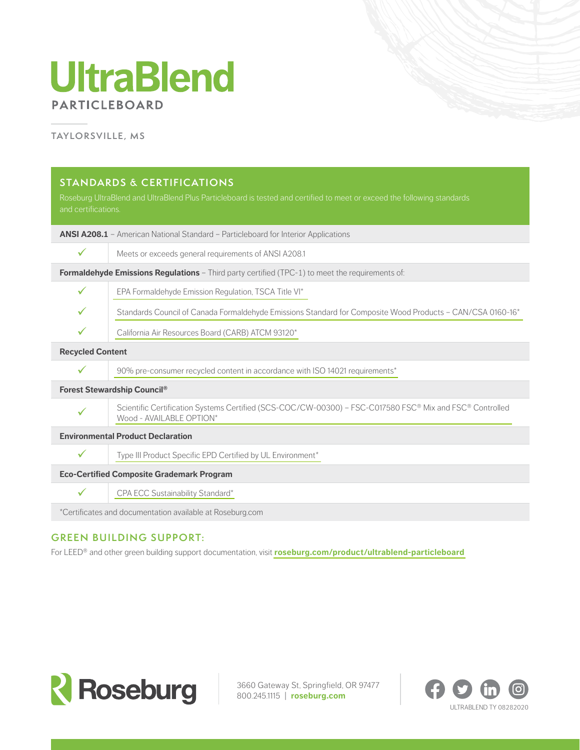# UltraBlend

PARTICLEBOARD

TAYLORSVILLE, MS

## STANDARDS & CERTIFICATIONS

Roseburg UltraBlend and UltraBlend Plus Particleboard is tested and certified to meet or exceed the following standards and certifications.

| | |
|---|---|
| **ANSI A208.1** – American National Standard – Particleboard for Interior Applications | |
| ✓ | Meets or exceeds general requirements of ANSI A208.1 |
| **Formaldehyde Emissions Regulations** – Third party certified (TPC-1) to meet the requirements of: | |
| ✓ | EPA Formaldehyde Emission Regulation, TSCA Title VI* |
| ✓ | Standards Council of Canada Formaldehyde Emissions Standard for Composite Wood Products – CAN/CSA 0160-16* |
| ✓ | California Air Resources Board (CARB) ATCM 93120* |
| **Recycled Content** | |
| ✓ | 90% pre-consumer recycled content in accordance with ISO 14021 requirements* |
| **Forest Stewardship Council®** | |
| ✓ | Scientific Certification Systems Certified (SCS-COC/CW-00300) – FSC-C017580 FSC® Mix and FSC® Controlled Wood - AVAILABLE OPTION* |
| **Environmental Product Declaration** | |
| ✓ | Type III Product Specific EPD Certified by UL Environment* |
| **Eco-Certified Composite Grademark Program** | |
| ✓ | CPA ECC Sustainability Standard* |

*Certificates and documentation available at Roseburg.com

## GREEN BUILDING SUPPORT:

For LEED® and other green building support documentation, visit **roseburg.com/product/ultrablend-particleboard**

Roseburg

3660 Gateway St, Springfield, OR 97477
800.245.1115 | **roseburg.com**

ULTRABLEND TY 08282020